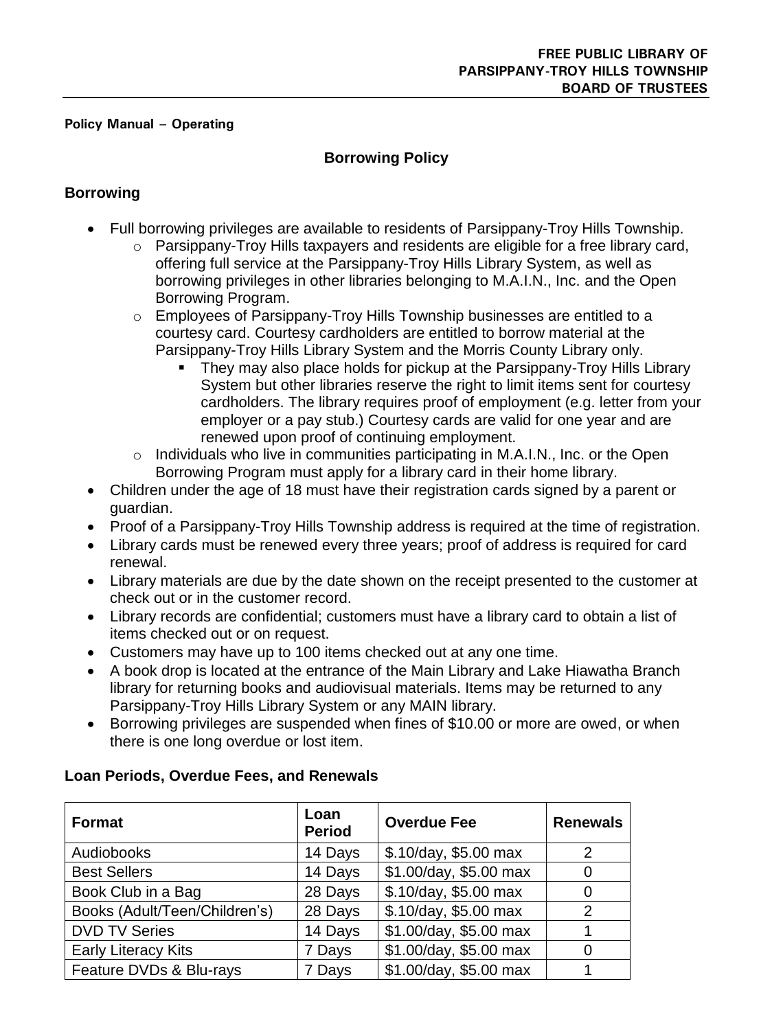**FREE PUBLIC LIBRARY OF PARSIPPANY-TROY HILLS TOWNSHIP BOARD OF TRUSTEES**

**Policy Manual – Operating**

# Borrowing Policy

## Borrowing

- Full borrowing privileges are available to residents of Parsippany-Troy Hills Township.
  - Parsippany-Troy Hills taxpayers and residents are eligible for a free library card, offering full service at the Parsippany-Troy Hills Library System, as well as borrowing privileges in other libraries belonging to M.A.I.N., Inc. and the Open Borrowing Program.
  - Employees of Parsippany-Troy Hills Township businesses are entitled to a courtesy card. Courtesy cardholders are entitled to borrow material at the Parsippany-Troy Hills Library System and the Morris County Library only.
    - They may also place holds for pickup at the Parsippany-Troy Hills Library System but other libraries reserve the right to limit items sent for courtesy cardholders. The library requires proof of employment (e.g. letter from your employer or a pay stub.) Courtesy cards are valid for one year and are renewed upon proof of continuing employment.
  - Individuals who live in communities participating in M.A.I.N., Inc. or the Open Borrowing Program must apply for a library card in their home library.
- Children under the age of 18 must have their registration cards signed by a parent or guardian.
- Proof of a Parsippany-Troy Hills Township address is required at the time of registration.
- Library cards must be renewed every three years; proof of address is required for card renewal.
- Library materials are due by the date shown on the receipt presented to the customer at check out or in the customer record.
- Library records are confidential; customers must have a library card to obtain a list of items checked out or on request.
- Customers may have up to 100 items checked out at any one time.
- A book drop is located at the entrance of the Main Library and Lake Hiawatha Branch library for returning books and audiovisual materials. Items may be returned to any Parsippany-Troy Hills Library System or any MAIN library.
- Borrowing privileges are suspended when fines of $10.00 or more are owed, or when there is one long overdue or lost item.

## Loan Periods, Overdue Fees, and Renewals

| Format | Loan Period | Overdue Fee | Renewals |
|---|---|---|---|
| Audiobooks | 14 Days | $.10/day, $5.00 max | 2 |
| Best Sellers | 14 Days | $1.00/day, $5.00 max | 0 |
| Book Club in a Bag | 28 Days | $.10/day, $5.00 max | 0 |
| Books (Adult/Teen/Children's) | 28 Days | $.10/day, $5.00 max | 2 |
| DVD TV Series | 14 Days | $1.00/day, $5.00 max | 1 |
| Early Literacy Kits | 7 Days | $1.00/day, $5.00 max | 0 |
| Feature DVDs & Blu-rays | 7 Days | $1.00/day, $5.00 max | 1 |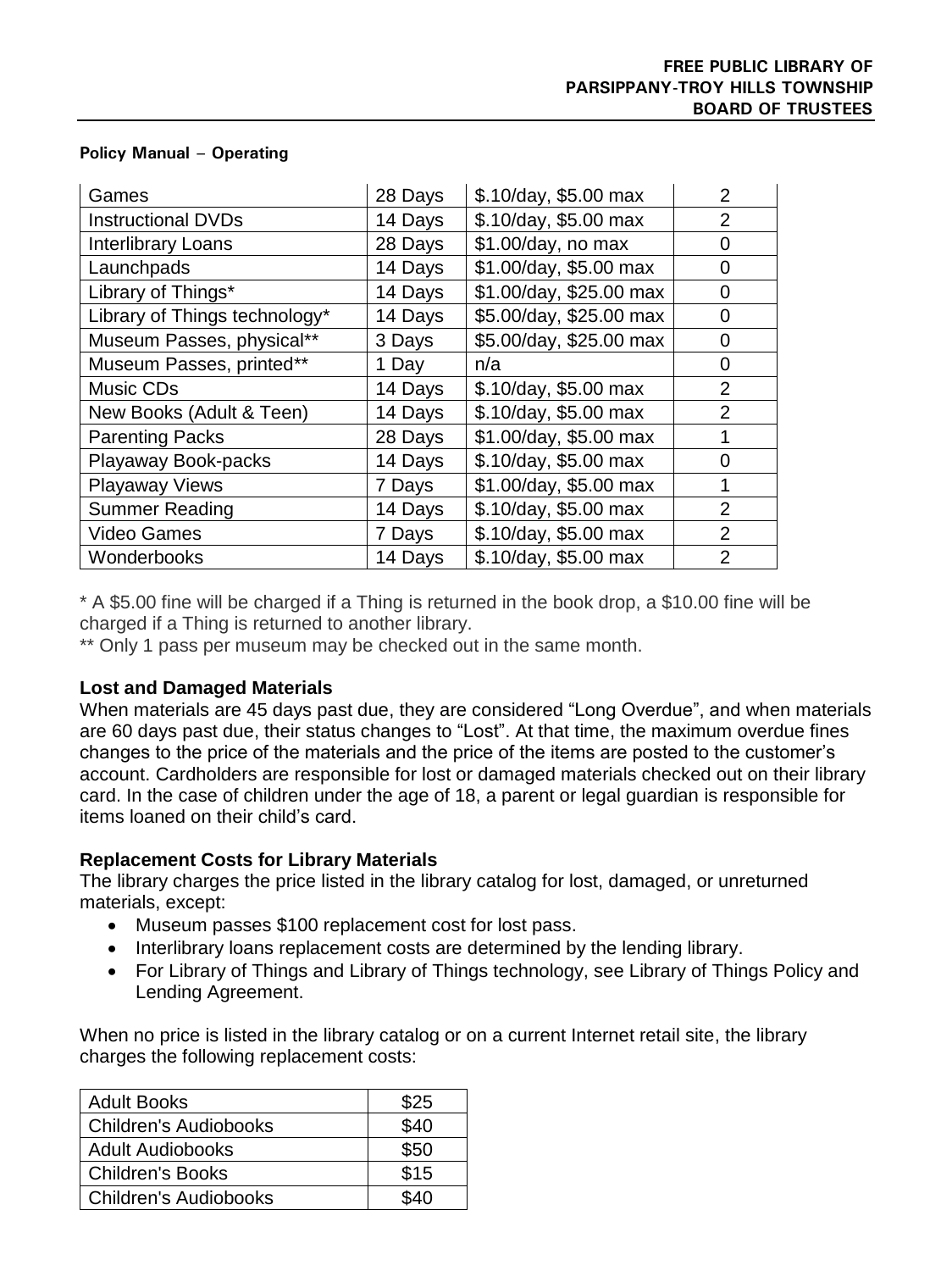**Policy Manual – Operating**

| Games | 28 Days | $.10/day, $5.00 max | 2 |
|---|---|---|---|
| Instructional DVDs | 14 Days | $.10/day, $5.00 max | 2 |
| Interlibrary Loans | 28 Days | $1.00/day, no max | 0 |
| Launchpads | 14 Days | $1.00/day, $5.00 max | 0 |
| Library of Things* | 14 Days | $1.00/day, $25.00 max | 0 |
| Library of Things technology* | 14 Days | $5.00/day, $25.00 max | 0 |
| Museum Passes, physical** | 3 Days | $5.00/day, $25.00 max | 0 |
| Museum Passes, printed** | 1 Day | n/a | 0 |
| Music CDs | 14 Days | $.10/day, $5.00 max | 2 |
| New Books (Adult & Teen) | 14 Days | $.10/day, $5.00 max | 2 |
| Parenting Packs | 28 Days | $1.00/day, $5.00 max | 1 |
| Playaway Book-packs | 14 Days | $.10/day, $5.00 max | 0 |
| Playaway Views | 7 Days | $1.00/day, $5.00 max | 1 |
| Summer Reading | 14 Days | $.10/day, $5.00 max | 2 |
| Video Games | 7 Days | $.10/day, $5.00 max | 2 |
| Wonderbooks | 14 Days | $.10/day, $5.00 max | 2 |

* A $5.00 fine will be charged if a Thing is returned in the book drop, a $10.00 fine will be charged if a Thing is returned to another library.
** Only 1 pass per museum may be checked out in the same month.

**Lost and Damaged Materials**
When materials are 45 days past due, they are considered "Long Overdue", and when materials are 60 days past due, their status changes to "Lost". At that time, the maximum overdue fines changes to the price of the materials and the price of the items are posted to the customer's account. Cardholders are responsible for lost or damaged materials checked out on their library card. In the case of children under the age of 18, a parent or legal guardian is responsible for items loaned on their child's card.

**Replacement Costs for Library Materials**
The library charges the price listed in the library catalog for lost, damaged, or unreturned materials, except:

- Museum passes $100 replacement cost for lost pass.
- Interlibrary loans replacement costs are determined by the lending library.
- For Library of Things and Library of Things technology, see Library of Things Policy and Lending Agreement.

When no price is listed in the library catalog or on a current Internet retail site, the library charges the following replacement costs:

| Adult Books | $25 |
|---|---|
| Children's Audiobooks | $40 |
| Adult Audiobooks | $50 |
| Children's Books | $15 |
| Children's Audiobooks | $40 |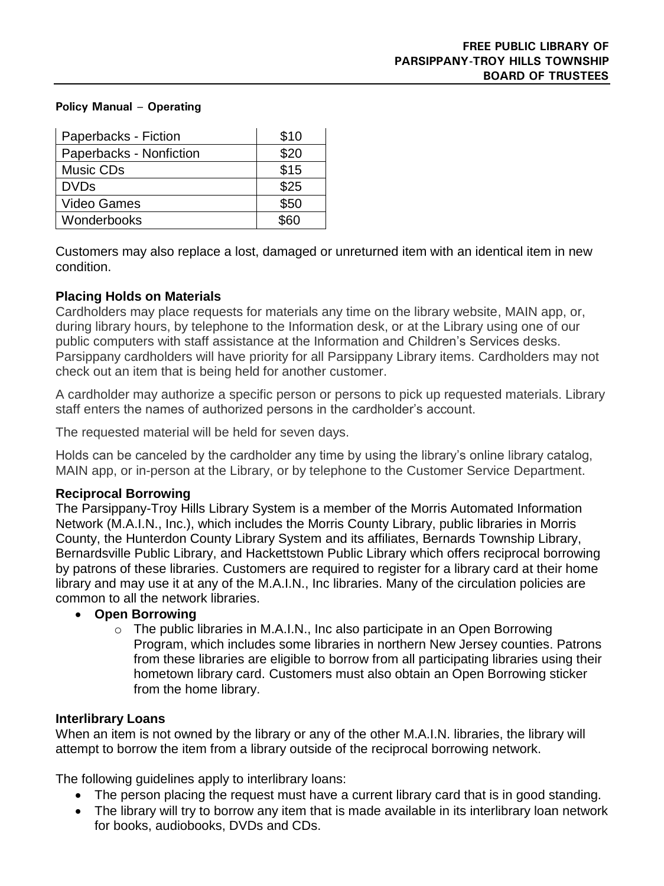**Policy Manual – Operating**

| Paperbacks - Fiction | \$10 |
|---|---|
| Paperbacks - Nonfiction | \$20 |
| Music CDs | \$15 |
| DVDs | \$25 |
| Video Games | \$50 |
| Wonderbooks | \$60 |

Customers may also replace a lost, damaged or unreturned item with an identical item in new condition.

**Placing Holds on Materials**

Cardholders may place requests for materials any time on the library website, MAIN app, or, during library hours, by telephone to the Information desk, or at the Library using one of our public computers with staff assistance at the Information and Children's Services desks. Parsippany cardholders will have priority for all Parsippany Library items. Cardholders may not check out an item that is being held for another customer.

A cardholder may authorize a specific person or persons to pick up requested materials. Library staff enters the names of authorized persons in the cardholder's account.

The requested material will be held for seven days.

Holds can be canceled by the cardholder any time by using the library's online library catalog, MAIN app, or in-person at the Library, or by telephone to the Customer Service Department.

**Reciprocal Borrowing**

The Parsippany-Troy Hills Library System is a member of the Morris Automated Information Network (M.A.I.N., Inc.), which includes the Morris County Library, public libraries in Morris County, the Hunterdon County Library System and its affiliates, Bernards Township Library, Bernardsville Public Library, and Hackettstown Public Library which offers reciprocal borrowing by patrons of these libraries. Customers are required to register for a library card at their home library and may use it at any of the M.A.I.N., Inc libraries. Many of the circulation policies are common to all the network libraries.

- **Open Borrowing**
  - The public libraries in M.A.I.N., Inc also participate in an Open Borrowing Program, which includes some libraries in northern New Jersey counties. Patrons from these libraries are eligible to borrow from all participating libraries using their hometown library card. Customers must also obtain an Open Borrowing sticker from the home library.

**Interlibrary Loans**

When an item is not owned by the library or any of the other M.A.I.N. libraries, the library will attempt to borrow the item from a library outside of the reciprocal borrowing network.

The following guidelines apply to interlibrary loans:

- The person placing the request must have a current library card that is in good standing.
- The library will try to borrow any item that is made available in its interlibrary loan network for books, audiobooks, DVDs and CDs.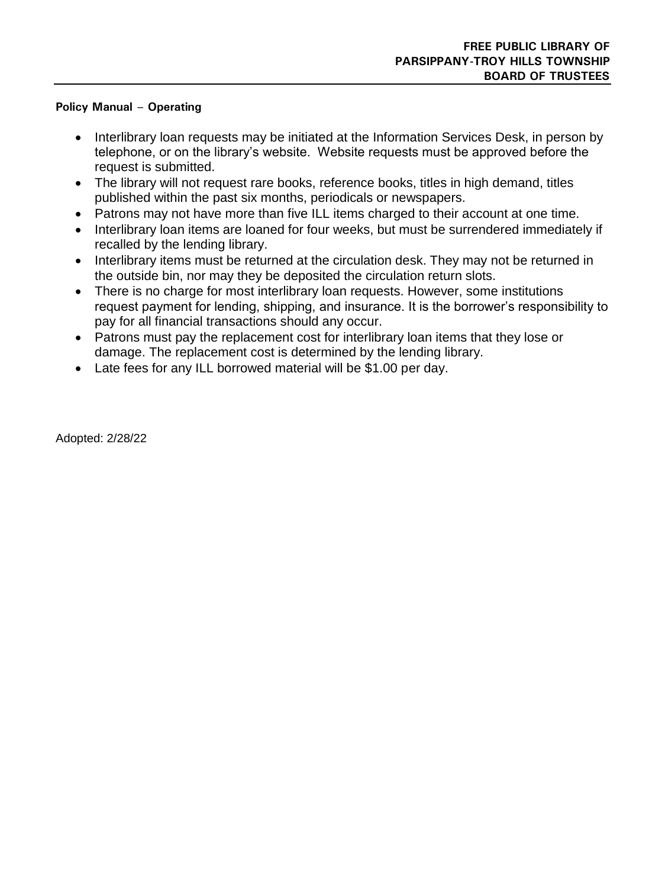**Policy Manual – Operating**

- Interlibrary loan requests may be initiated at the Information Services Desk, in person by telephone, or on the library's website. Website requests must be approved before the request is submitted.
- The library will not request rare books, reference books, titles in high demand, titles published within the past six months, periodicals or newspapers.
- Patrons may not have more than five ILL items charged to their account at one time.
- Interlibrary loan items are loaned for four weeks, but must be surrendered immediately if recalled by the lending library.
- Interlibrary items must be returned at the circulation desk. They may not be returned in the outside bin, nor may they be deposited the circulation return slots.
- There is no charge for most interlibrary loan requests. However, some institutions request payment for lending, shipping, and insurance. It is the borrower's responsibility to pay for all financial transactions should any occur.
- Patrons must pay the replacement cost for interlibrary loan items that they lose or damage. The replacement cost is determined by the lending library.
- Late fees for any ILL borrowed material will be $1.00 per day.

Adopted: 2/28/22